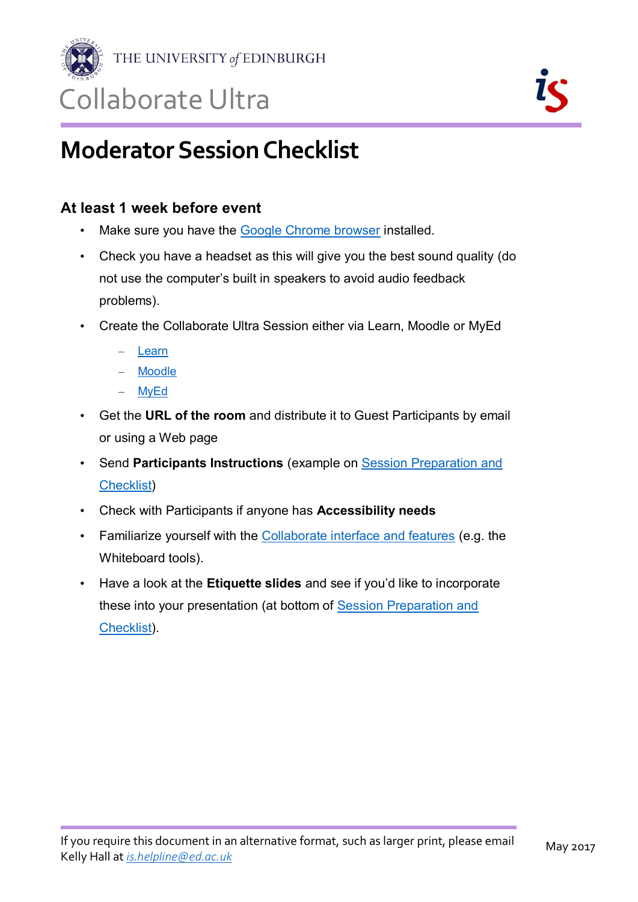THE UNIVERSITY of EDINBURGH

Collaborate Ultra

# Moderator Session Checklist

## At least 1 week before event

- Make sure you have the Google Chrome browser installed.
- Check you have a headset as this will give you the best sound quality (do not use the computer's built in speakers to avoid audio feedback problems).
- Create the Collaborate Ultra Session either via Learn, Moodle or MyEd
  - Learn
  - Moodle
  - MyEd
- Get the **URL of the room** and distribute it to Guest Participants by email or using a Web page
- Send **Participants Instructions** (example on Session Preparation and Checklist)
- Check with Participants if anyone has **Accessibility needs**
- Familiarize yourself with the Collaborate interface and features (e.g. the Whiteboard tools).
- Have a look at the **Etiquette slides** and see if you'd like to incorporate these into your presentation (at bottom of Session Preparation and Checklist).

If you require this document in an alternative format, such as larger print, please email Kelly Hall at *is.helpline@ed.ac.uk*

May 2017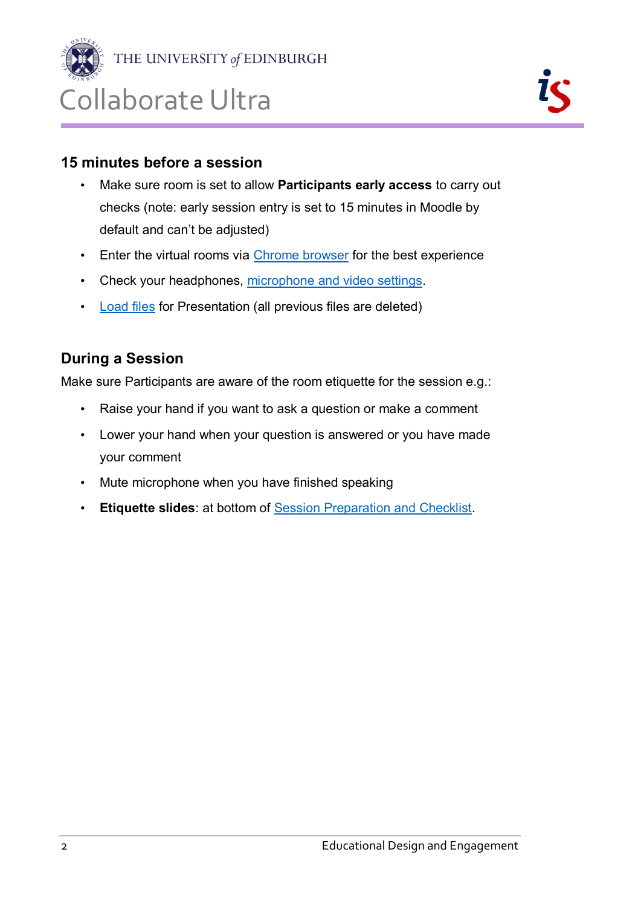## 15 minutes before a session

- Make sure room is set to allow **Participants early access** to carry out checks (note: early session entry is set to 15 minutes in Moodle by default and can't be adjusted)
- Enter the virtual rooms via Chrome browser for the best experience
- Check your headphones, microphone and video settings.
- Load files for Presentation (all previous files are deleted)

## During a Session

Make sure Participants are aware of the room etiquette for the session e.g.:

- Raise your hand if you want to ask a question or make a comment
- Lower your hand when your question is answered or you have made your comment
- Mute microphone when you have finished speaking
- **Etiquette slides**: at bottom of Session Preparation and Checklist.